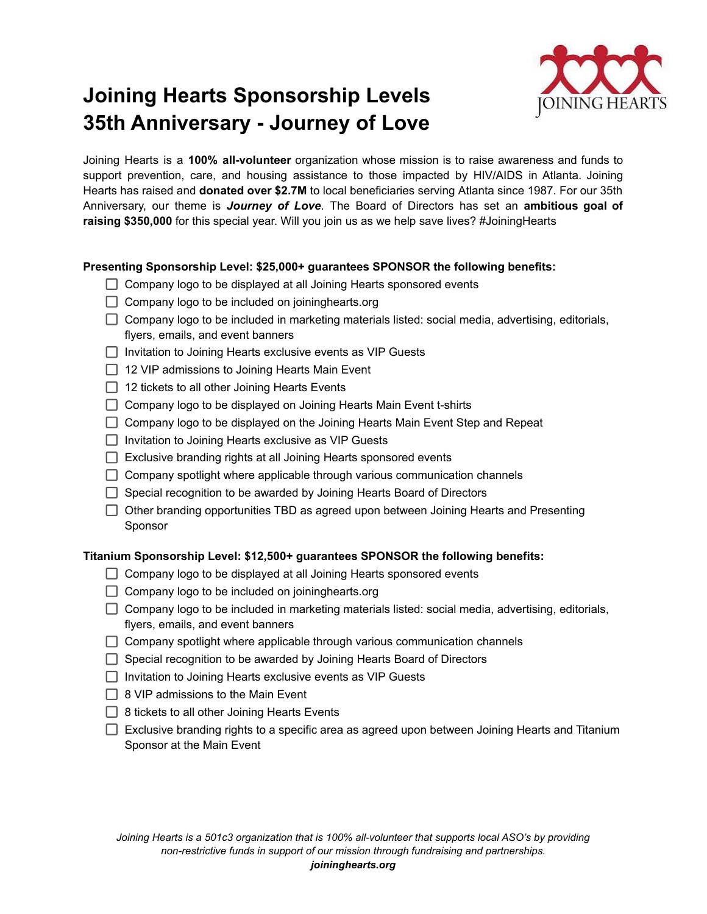# Joining Hearts Sponsorship Levels
# 35th Anniversary - Journey of Love

JOINING HEARTS

Joining Hearts is a **100% all-volunteer** organization whose mission is to raise awareness and funds to support prevention, care, and housing assistance to those impacted by HIV/AIDS in Atlanta. Joining Hearts has raised and **donated over $2.7M** to local beneficiaries serving Atlanta since 1987. For our 35th Anniversary, our theme is ***Journey of Love***. The Board of Directors has set an **ambitious goal of raising $350,000** for this special year. Will you join us as we help save lives? #JoiningHearts

**Presenting Sponsorship Level: $25,000+ guarantees SPONSOR the following benefits:**

- [ ] Company logo to be displayed at all Joining Hearts sponsored events
- [ ] Company logo to be included on joininghearts.org
- [ ] Company logo to be included in marketing materials listed: social media, advertising, editorials, flyers, emails, and event banners
- [ ] Invitation to Joining Hearts exclusive events as VIP Guests
- [ ] 12 VIP admissions to Joining Hearts Main Event
- [ ] 12 tickets to all other Joining Hearts Events
- [ ] Company logo to be displayed on Joining Hearts Main Event t-shirts
- [ ] Company logo to be displayed on the Joining Hearts Main Event Step and Repeat
- [ ] Invitation to Joining Hearts exclusive as VIP Guests
- [ ] Exclusive branding rights at all Joining Hearts sponsored events
- [ ] Company spotlight where applicable through various communication channels
- [ ] Special recognition to be awarded by Joining Hearts Board of Directors
- [ ] Other branding opportunities TBD as agreed upon between Joining Hearts and Presenting Sponsor

**Titanium Sponsorship Level: $12,500+ guarantees SPONSOR the following benefits:**

- [ ] Company logo to be displayed at all Joining Hearts sponsored events
- [ ] Company logo to be included on joininghearts.org
- [ ] Company logo to be included in marketing materials listed: social media, advertising, editorials, flyers, emails, and event banners
- [ ] Company spotlight where applicable through various communication channels
- [ ] Special recognition to be awarded by Joining Hearts Board of Directors
- [ ] Invitation to Joining Hearts exclusive events as VIP Guests
- [ ] 8 VIP admissions to the Main Event
- [ ] 8 tickets to all other Joining Hearts Events
- [ ] Exclusive branding rights to a specific area as agreed upon between Joining Hearts and Titanium Sponsor at the Main Event

*Joining Hearts is a 501c3 organization that is 100% all-volunteer that supports local ASO's by providing non-restrictive funds in support of our mission through fundraising and partnerships.*
***joininghearts.org***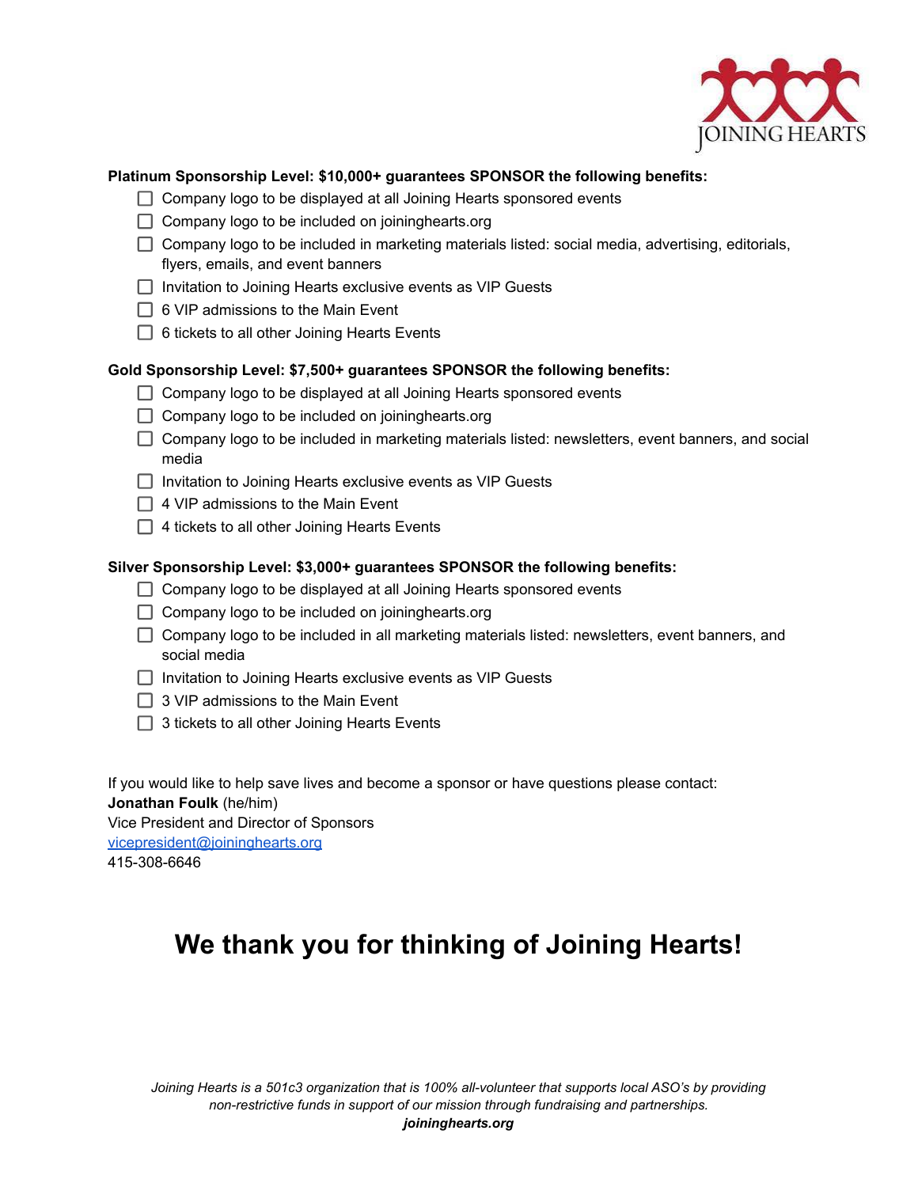JOINING HEARTS

**Platinum Sponsorship Level: $10,000+ guarantees SPONSOR the following benefits:**

- [ ] Company logo to be displayed at all Joining Hearts sponsored events
- [ ] Company logo to be included on joininghearts.org
- [ ] Company logo to be included in marketing materials listed: social media, advertising, editorials, flyers, emails, and event banners
- [ ] Invitation to Joining Hearts exclusive events as VIP Guests
- [ ] 6 VIP admissions to the Main Event
- [ ] 6 tickets to all other Joining Hearts Events

**Gold Sponsorship Level: $7,500+ guarantees SPONSOR the following benefits:**

- [ ] Company logo to be displayed at all Joining Hearts sponsored events
- [ ] Company logo to be included on joininghearts.org
- [ ] Company logo to be included in marketing materials listed: newsletters, event banners, and social media
- [ ] Invitation to Joining Hearts exclusive events as VIP Guests
- [ ] 4 VIP admissions to the Main Event
- [ ] 4 tickets to all other Joining Hearts Events

**Silver Sponsorship Level: $3,000+ guarantees SPONSOR the following benefits:**

- [ ] Company logo to be displayed at all Joining Hearts sponsored events
- [ ] Company logo to be included on joininghearts.org
- [ ] Company logo to be included in all marketing materials listed: newsletters, event banners, and social media
- [ ] Invitation to Joining Hearts exclusive events as VIP Guests
- [ ] 3 VIP admissions to the Main Event
- [ ] 3 tickets to all other Joining Hearts Events

If you would like to help save lives and become a sponsor or have questions please contact:
**Jonathan Foulk** (he/him)
Vice President and Director of Sponsors
[vicepresident@joininghearts.org](mailto:vicepresident@joininghearts.org)
415-308-6646

# We thank you for thinking of Joining Hearts!

*Joining Hearts is a 501c3 organization that is 100% all-volunteer that supports local ASO's by providing non-restrictive funds in support of our mission through fundraising and partnerships.*
***joininghearts.org***